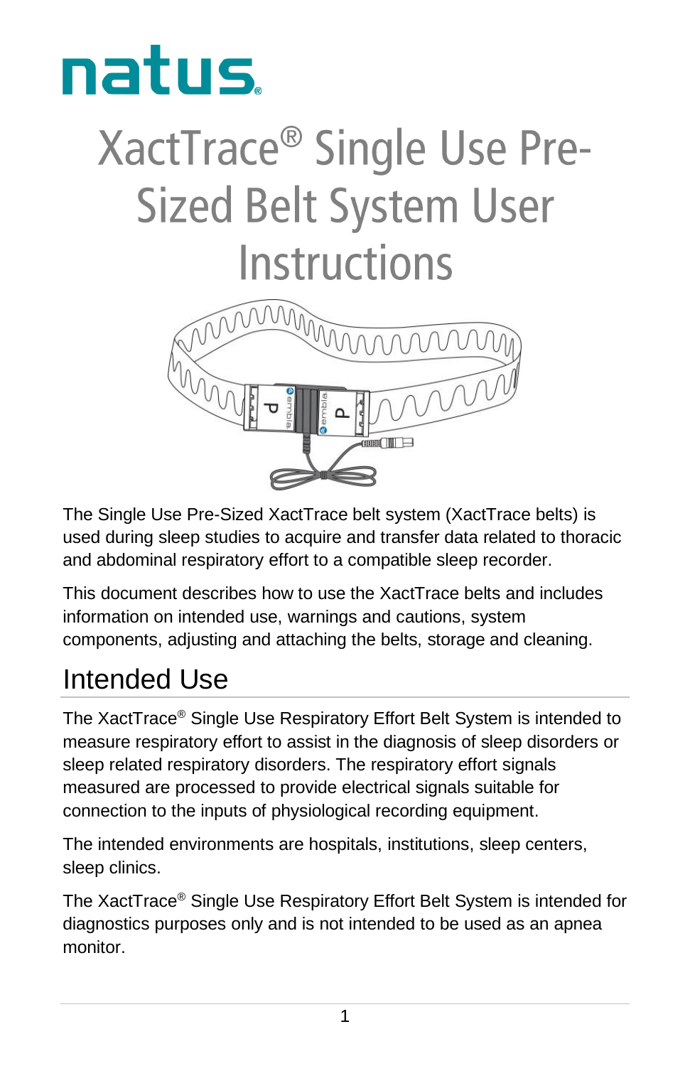natus

# XactTrace® Single Use Pre-Sized Belt System User Instructions

The Single Use Pre-Sized XactTrace belt system (XactTrace belts) is used during sleep studies to acquire and transfer data related to thoracic and abdominal respiratory effort to a compatible sleep recorder.

This document describes how to use the XactTrace belts and includes information on intended use, warnings and cautions, system components, adjusting and attaching the belts, storage and cleaning.

## Intended Use

The XactTrace® Single Use Respiratory Effort Belt System is intended to measure respiratory effort to assist in the diagnosis of sleep disorders or sleep related respiratory disorders. The respiratory effort signals measured are processed to provide electrical signals suitable for connection to the inputs of physiological recording equipment.

The intended environments are hospitals, institutions, sleep centers, sleep clinics.

The XactTrace® Single Use Respiratory Effort Belt System is intended for diagnostics purposes only and is not intended to be used as an apnea monitor.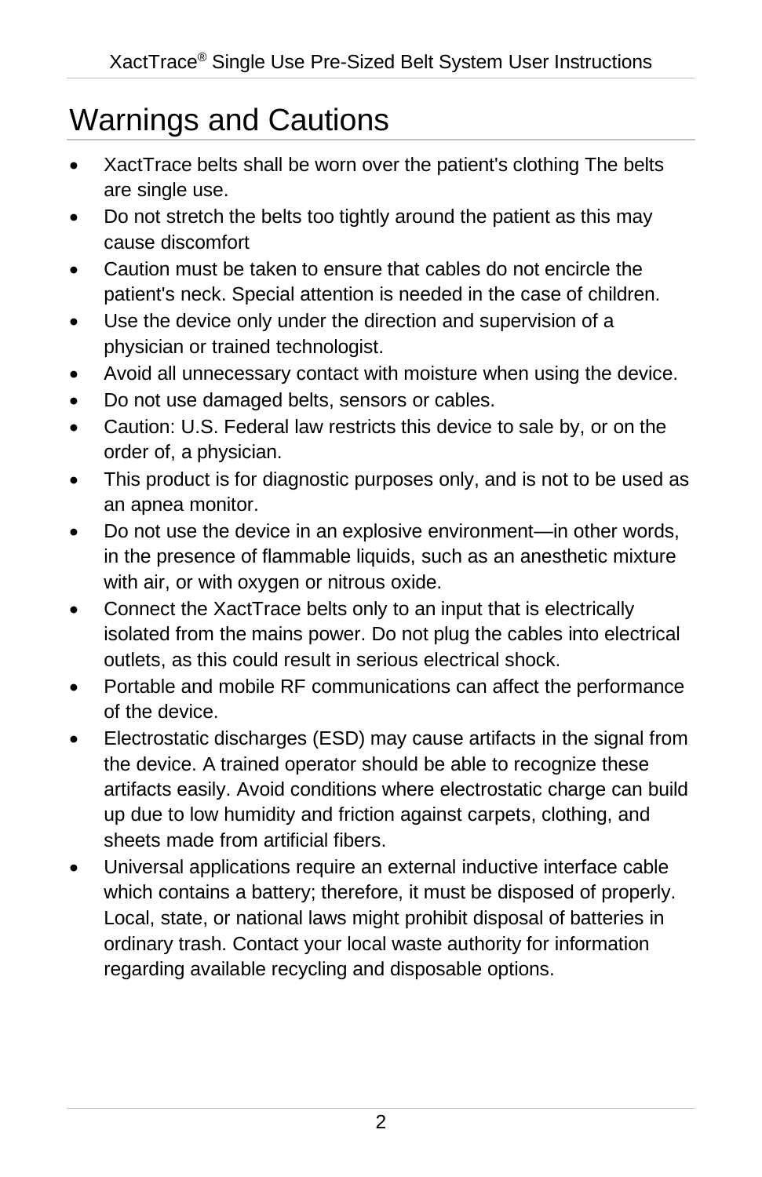# Warnings and Cautions

- XactTrace belts shall be worn over the patient's clothing The belts are single use.
- Do not stretch the belts too tightly around the patient as this may cause discomfort
- Caution must be taken to ensure that cables do not encircle the patient's neck. Special attention is needed in the case of children.
- Use the device only under the direction and supervision of a physician or trained technologist.
- Avoid all unnecessary contact with moisture when using the device.
- Do not use damaged belts, sensors or cables.
- Caution: U.S. Federal law restricts this device to sale by, or on the order of, a physician.
- This product is for diagnostic purposes only, and is not to be used as an apnea monitor.
- Do not use the device in an explosive environment—in other words, in the presence of flammable liquids, such as an anesthetic mixture with air, or with oxygen or nitrous oxide.
- Connect the XactTrace belts only to an input that is electrically isolated from the mains power. Do not plug the cables into electrical outlets, as this could result in serious electrical shock.
- Portable and mobile RF communications can affect the performance of the device.
- Electrostatic discharges (ESD) may cause artifacts in the signal from the device. A trained operator should be able to recognize these artifacts easily. Avoid conditions where electrostatic charge can build up due to low humidity and friction against carpets, clothing, and sheets made from artificial fibers.
- Universal applications require an external inductive interface cable which contains a battery; therefore, it must be disposed of properly. Local, state, or national laws might prohibit disposal of batteries in ordinary trash. Contact your local waste authority for information regarding available recycling and disposable options.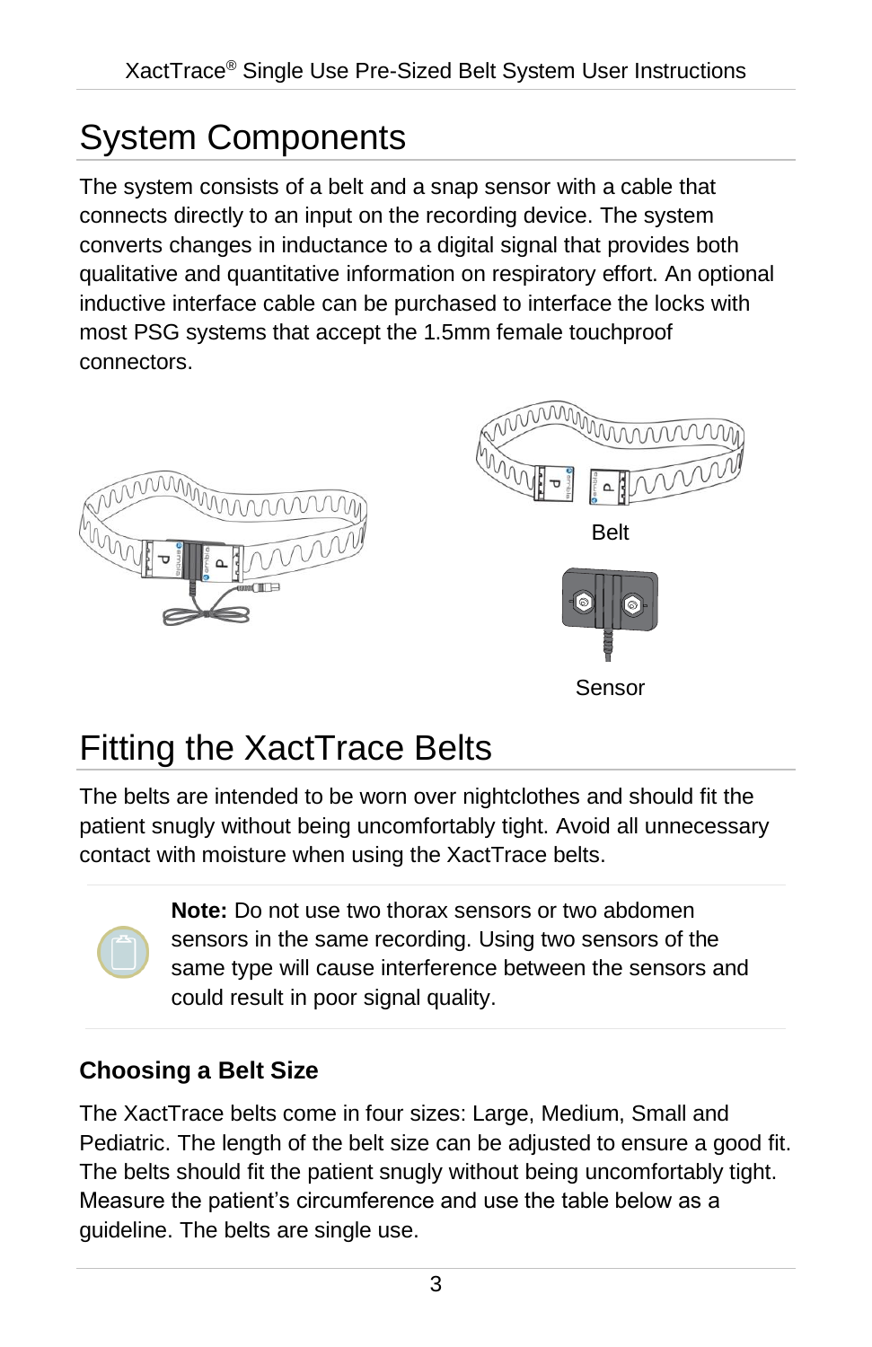# System Components

The system consists of a belt and a snap sensor with a cable that connects directly to an input on the recording device. The system converts changes in inductance to a digital signal that provides both qualitative and quantitative information on respiratory effort. An optional inductive interface cable can be purchased to interface the locks with most PSG systems that accept the 1.5mm female touchproof connectors.

Belt

Sensor

# Fitting the XactTrace Belts

The belts are intended to be worn over nightclothes and should fit the patient snugly without being uncomfortably tight. Avoid all unnecessary contact with moisture when using the XactTrace belts.

**Note:** Do not use two thorax sensors or two abdomen sensors in the same recording. Using two sensors of the same type will cause interference between the sensors and could result in poor signal quality.

### Choosing a Belt Size

The XactTrace belts come in four sizes: Large, Medium, Small and Pediatric. The length of the belt size can be adjusted to ensure a good fit. The belts should fit the patient snugly without being uncomfortably tight. Measure the patient's circumference and use the table below as a guideline. The belts are single use.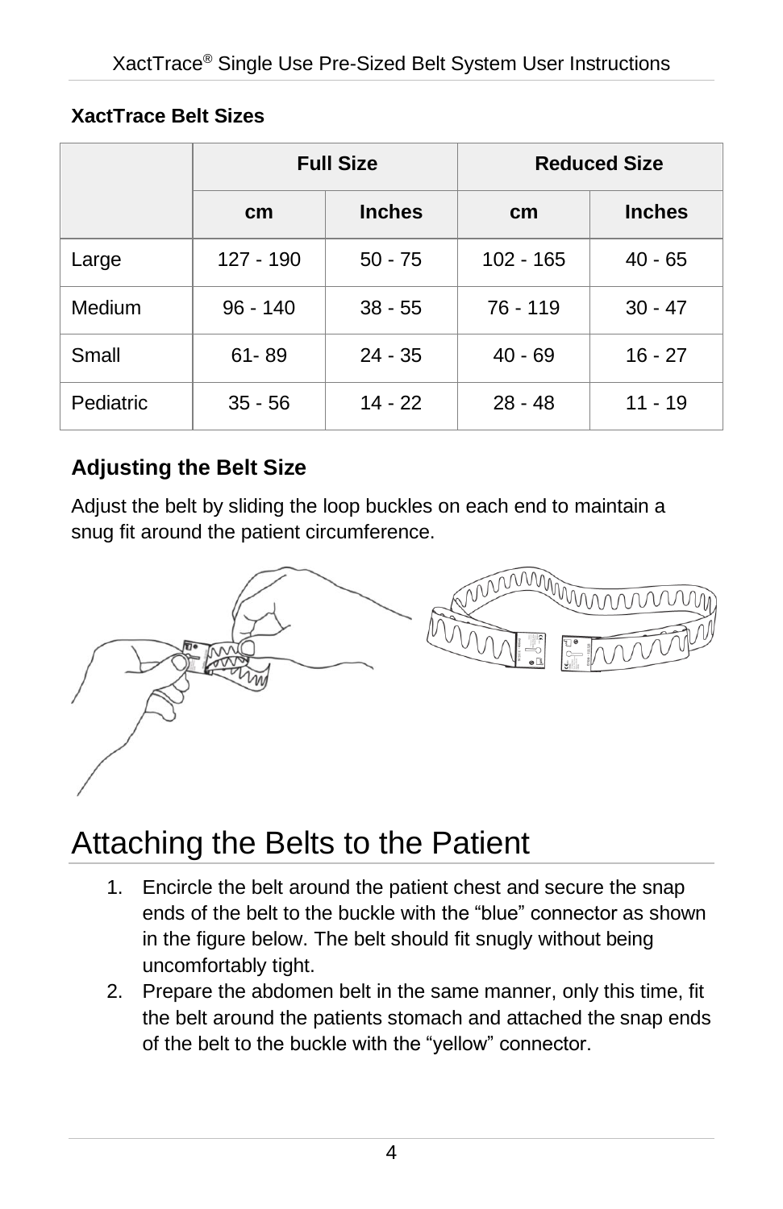## XactTrace Belt Sizes

| | Full Size | | Reduced Size | |
|---|---|---|---|---|
| | cm | Inches | cm | Inches |
| Large | 127 - 190 | 50 - 75 | 102 - 165 | 40 - 65 |
| Medium | 96 - 140 | 38 - 55 | 76 - 119 | 30 - 47 |
| Small | 61- 89 | 24 - 35 | 40 - 69 | 16 - 27 |
| Pediatric | 35 - 56 | 14 - 22 | 28 - 48 | 11 - 19 |

## Adjusting the Belt Size

Adjust the belt by sliding the loop buckles on each end to maintain a snug fit around the patient circumference.

# Attaching the Belts to the Patient

1. Encircle the belt around the patient chest and secure the snap ends of the belt to the buckle with the "blue" connector as shown in the figure below. The belt should fit snugly without being uncomfortably tight.
2. Prepare the abdomen belt in the same manner, only this time, fit the belt around the patients stomach and attached the snap ends of the belt to the buckle with the "yellow" connector.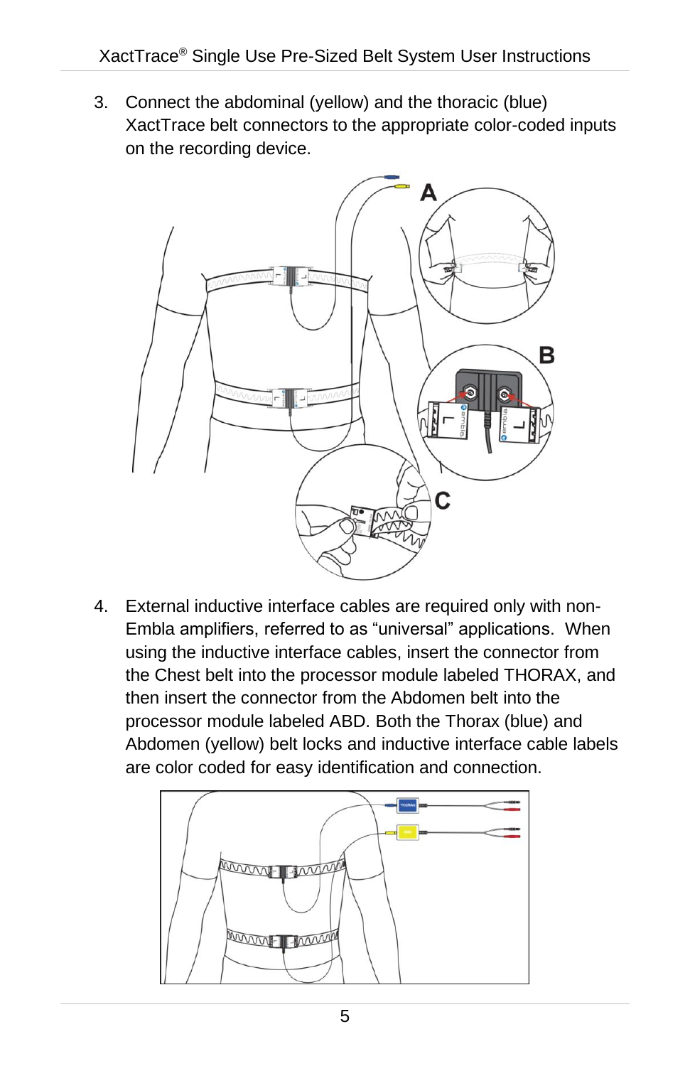3. Connect the abdominal (yellow) and the thoracic (blue) XactTrace belt connectors to the appropriate color-coded inputs on the recording device.

4. External inductive interface cables are required only with non-Embla amplifiers, referred to as “universal” applications. When using the inductive interface cables, insert the connector from the Chest belt into the processor module labeled THORAX, and then insert the connector from the Abdomen belt into the processor module labeled ABD. Both the Thorax (blue) and Abdomen (yellow) belt locks and inductive interface cable labels are color coded for easy identification and connection.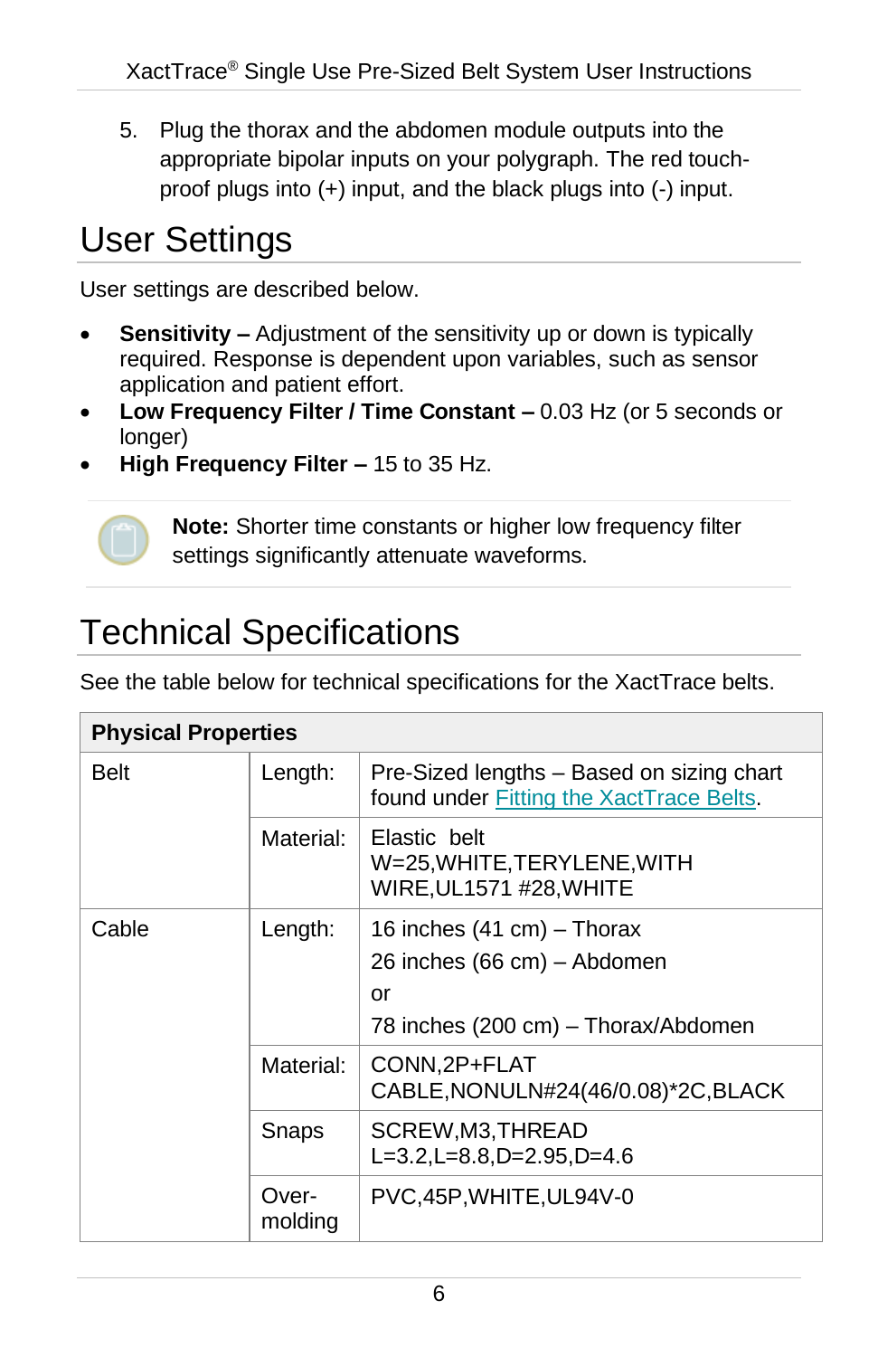5. Plug the thorax and the abdomen module outputs into the appropriate bipolar inputs on your polygraph. The red touch-proof plugs into (+) input, and the black plugs into (-) input.

# User Settings

User settings are described below.

- **Sensitivity –** Adjustment of the sensitivity up or down is typically required. Response is dependent upon variables, such as sensor application and patient effort.
- **Low Frequency Filter / Time Constant –** 0.03 Hz (or 5 seconds or longer)
- **High Frequency Filter –** 15 to 35 Hz.

**Note:** Shorter time constants or higher low frequency filter settings significantly attenuate waveforms.

# Technical Specifications

See the table below for technical specifications for the XactTrace belts.

| Physical Properties | | |
|---|---|---|
| Belt | Length: | Pre-Sized lengths – Based on sizing chart found under Fitting the XactTrace Belts. |
| | Material: | Elastic belt W=25,WHITE,TERYLENE,WITH WIRE,UL1571 #28,WHITE |
| Cable | Length: | 16 inches (41 cm) – Thorax<br>26 inches (66 cm) – Abdomen<br>or<br>78 inches (200 cm) – Thorax/Abdomen |
| | Material: | CONN,2P+FLAT CABLE,NONULN#24(46/0.08)*2C,BLACK |
| | Snaps | SCREW,M3,THREAD L=3.2,L=8.8,D=2.95,D=4.6 |
| | Over-molding | PVC,45P,WHITE,UL94V-0 |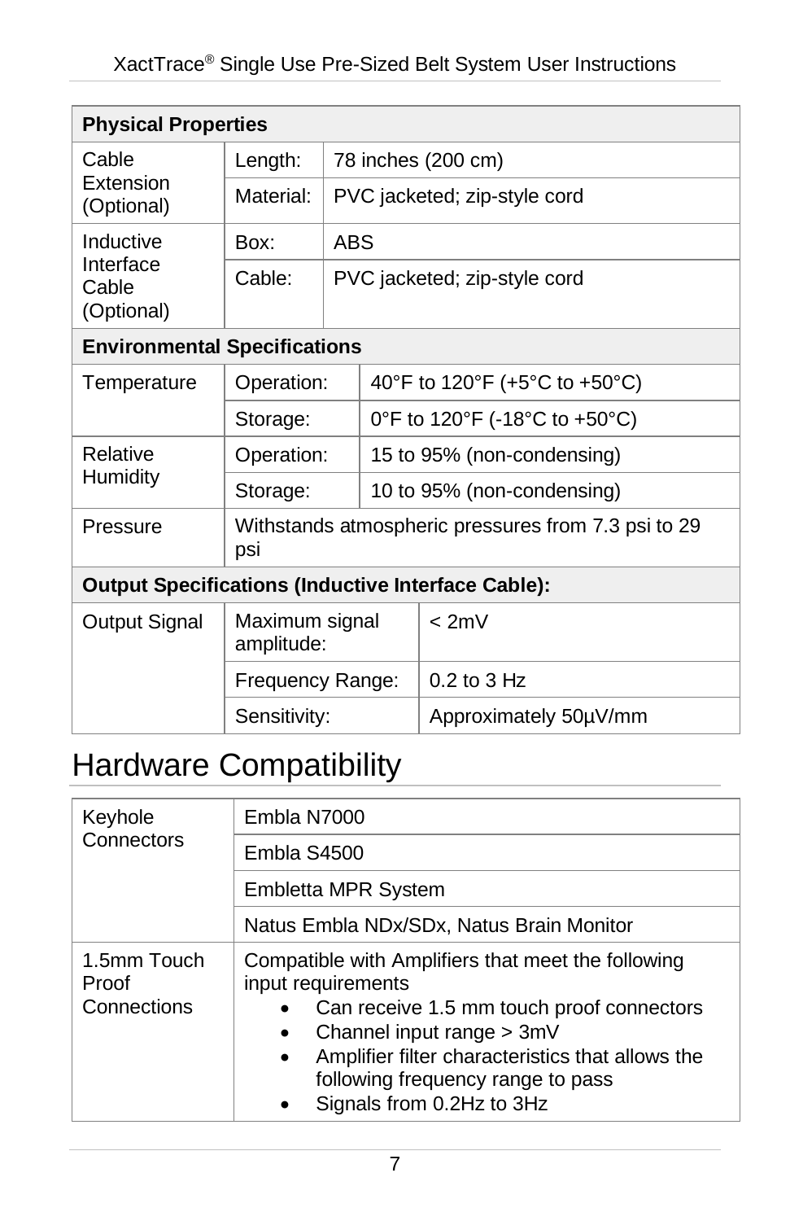| Physical Properties | | |
|---|---|---|
| Cable Extension (Optional) | Length: | 78 inches (200 cm) |
| | Material: | PVC jacketed; zip-style cord |
| Inductive Interface Cable (Optional) | Box: | ABS |
| | Cable: | PVC jacketed; zip-style cord |
| **Environmental Specifications** | | |
| Temperature | Operation: | 40°F to 120°F (+5°C to +50°C) |
| | Storage: | 0°F to 120°F (-18°C to +50°C) |
| Relative Humidity | Operation: | 15 to 95% (non-condensing) |
| | Storage: | 10 to 95% (non-condensing) |
| Pressure | Withstands atmospheric pressures from 7.3 psi to 29 psi | |
| **Output Specifications (Inductive Interface Cable):** | | |
| Output Signal | Maximum signal amplitude: | < 2mV |
| | Frequency Range: | 0.2 to 3 Hz |
| | Sensitivity: | Approximately 50µV/mm |

# Hardware Compatibility

| Connection | Compatibility |
|---|---|
| Keyhole Connectors | Embla N7000 |
| | Embla S4500 |
| | Embletta MPR System |
| | Natus Embla NDx/SDx, Natus Brain Monitor |
| 1.5mm Touch Proof Connections | Compatible with Amplifiers that meet the following input requirements<br>• Can receive 1.5 mm touch proof connectors<br>• Channel input range > 3mV<br>• Amplifier filter characteristics that allows the following frequency range to pass<br>• Signals from 0.2Hz to 3Hz |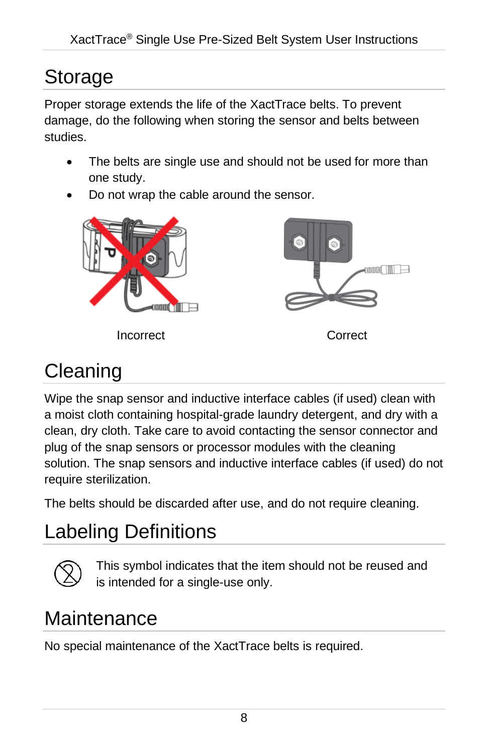# Storage

Proper storage extends the life of the XactTrace belts. To prevent damage, do the following when storing the sensor and belts between studies.

- The belts are single use and should not be used for more than one study.
- Do not wrap the cable around the sensor.

Incorrect

Correct

# Cleaning

Wipe the snap sensor and inductive interface cables (if used) clean with a moist cloth containing hospital-grade laundry detergent, and dry with a clean, dry cloth. Take care to avoid contacting the sensor connector and plug of the snap sensors or processor modules with the cleaning solution. The snap sensors and inductive interface cables (if used) do not require sterilization.

The belts should be discarded after use, and do not require cleaning.

# Labeling Definitions

This symbol indicates that the item should not be reused and is intended for a single-use only.

# Maintenance

No special maintenance of the XactTrace belts is required.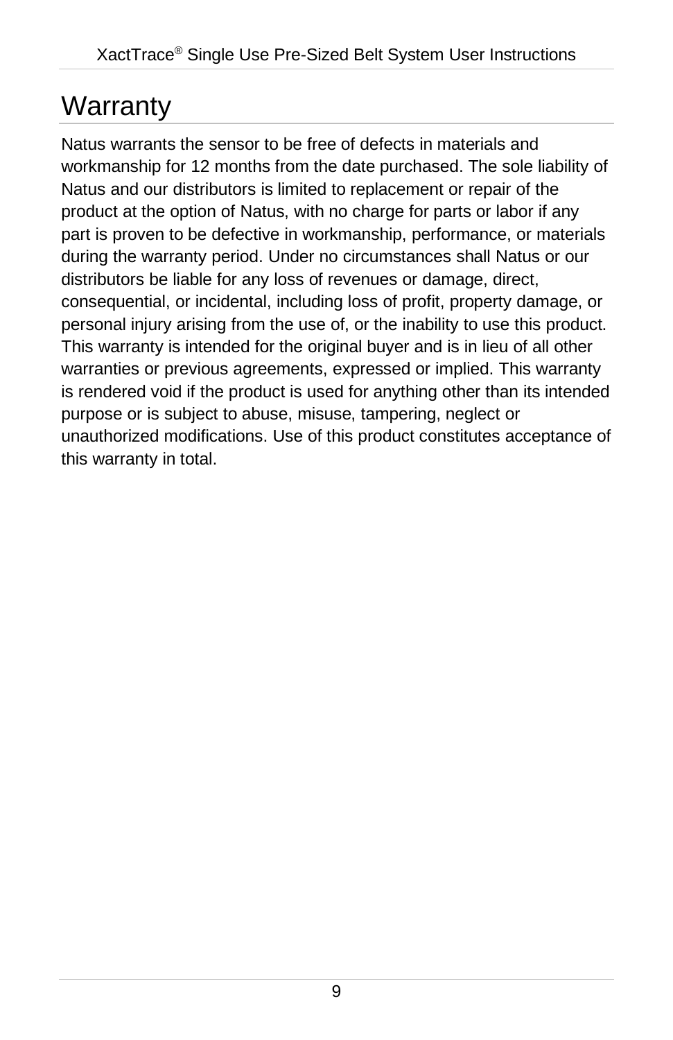# Warranty

Natus warrants the sensor to be free of defects in materials and workmanship for 12 months from the date purchased. The sole liability of Natus and our distributors is limited to replacement or repair of the product at the option of Natus, with no charge for parts or labor if any part is proven to be defective in workmanship, performance, or materials during the warranty period. Under no circumstances shall Natus or our distributors be liable for any loss of revenues or damage, direct, consequential, or incidental, including loss of profit, property damage, or personal injury arising from the use of, or the inability to use this product. This warranty is intended for the original buyer and is in lieu of all other warranties or previous agreements, expressed or implied. This warranty is rendered void if the product is used for anything other than its intended purpose or is subject to abuse, misuse, tampering, neglect or unauthorized modifications. Use of this product constitutes acceptance of this warranty in total.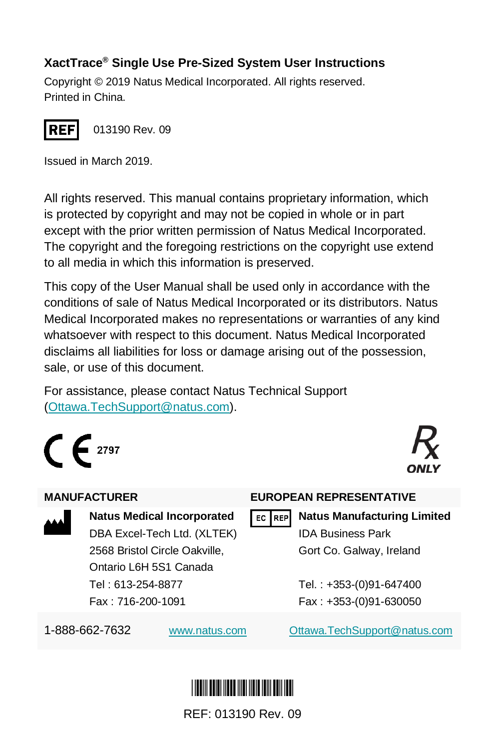**XactTrace® Single Use Pre-Sized System User Instructions**

Copyright © 2019 Natus Medical Incorporated. All rights reserved.
Printed in China.

REF 013190 Rev. 09

Issued in March 2019.

All rights reserved. This manual contains proprietary information, which is protected by copyright and may not be copied in whole or in part except with the prior written permission of Natus Medical Incorporated. The copyright and the foregoing restrictions on the copyright use extend to all media in which this information is preserved.

This copy of the User Manual shall be used only in accordance with the conditions of sale of Natus Medical Incorporated or its distributors. Natus Medical Incorporated makes no representations or warranties of any kind whatsoever with respect to this document. Natus Medical Incorporated disclaims all liabilities for loss or damage arising out of the possession, sale, or use of this document.

For assistance, please contact Natus Technical Support (Ottawa.TechSupport@natus.com).

CE 2797

Rx ONLY

| MANUFACTURER | EUROPEAN REPRESENTATIVE |
|---|---|
| **Natus Medical Incorporated** | EC REP **Natus Manufacturing Limited** |
| DBA Excel-Tech Ltd. (XLTEK) | IDA Business Park |
| 2568 Bristol Circle Oakville, | Gort Co. Galway, Ireland |
| Ontario L6H 5S1 Canada | |
| Tel : 613-254-8877 | Tel. : +353-(0)91-647400 |
| Fax : 716-200-1091 | Fax : +353-(0)91-630050 |

1-888-662-7632 www.natus.com Ottawa.TechSupport@natus.com

REF: 013190 Rev. 09